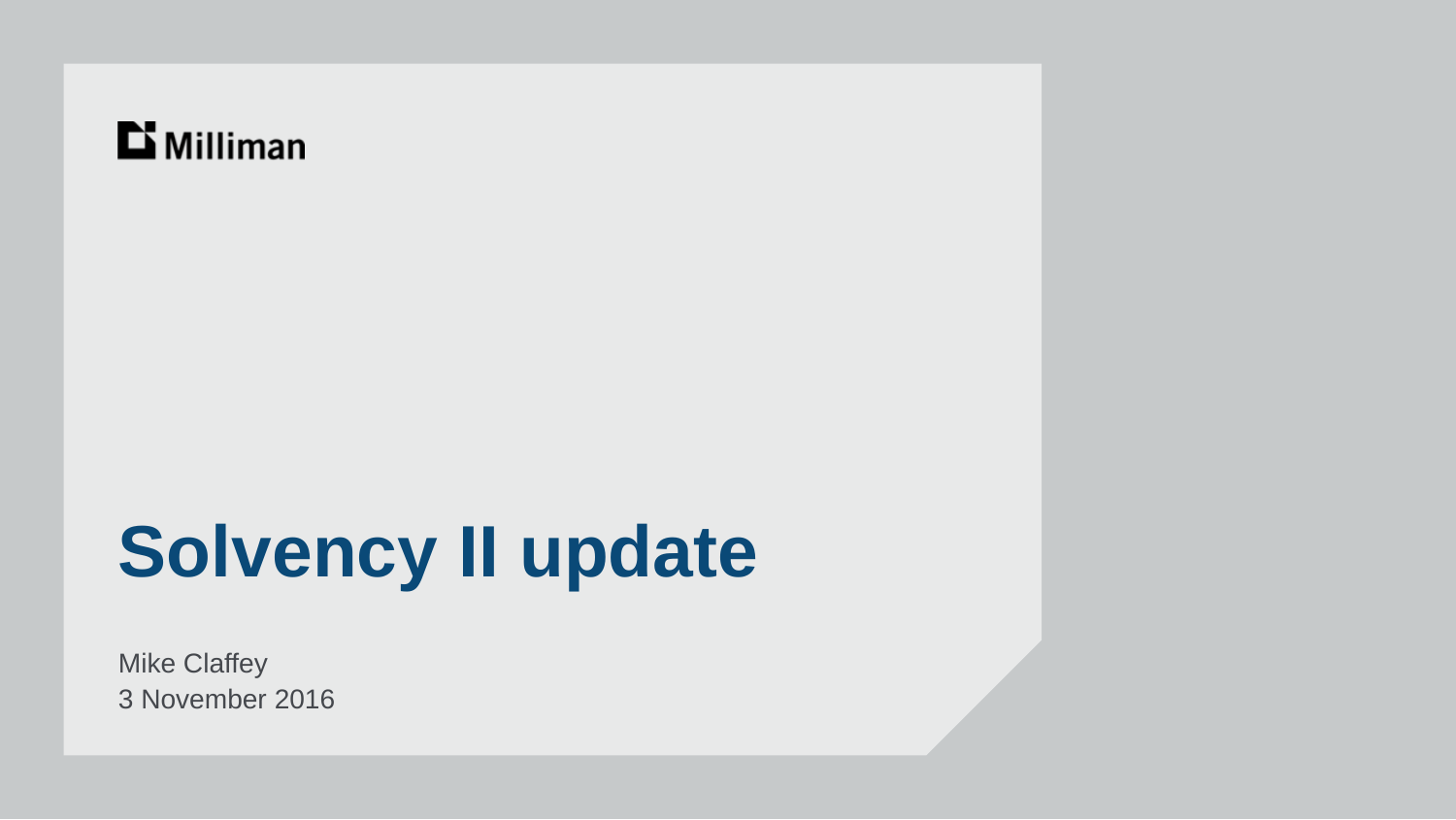Milliman

# Solvency II update

Mike Claffey
3 November 2016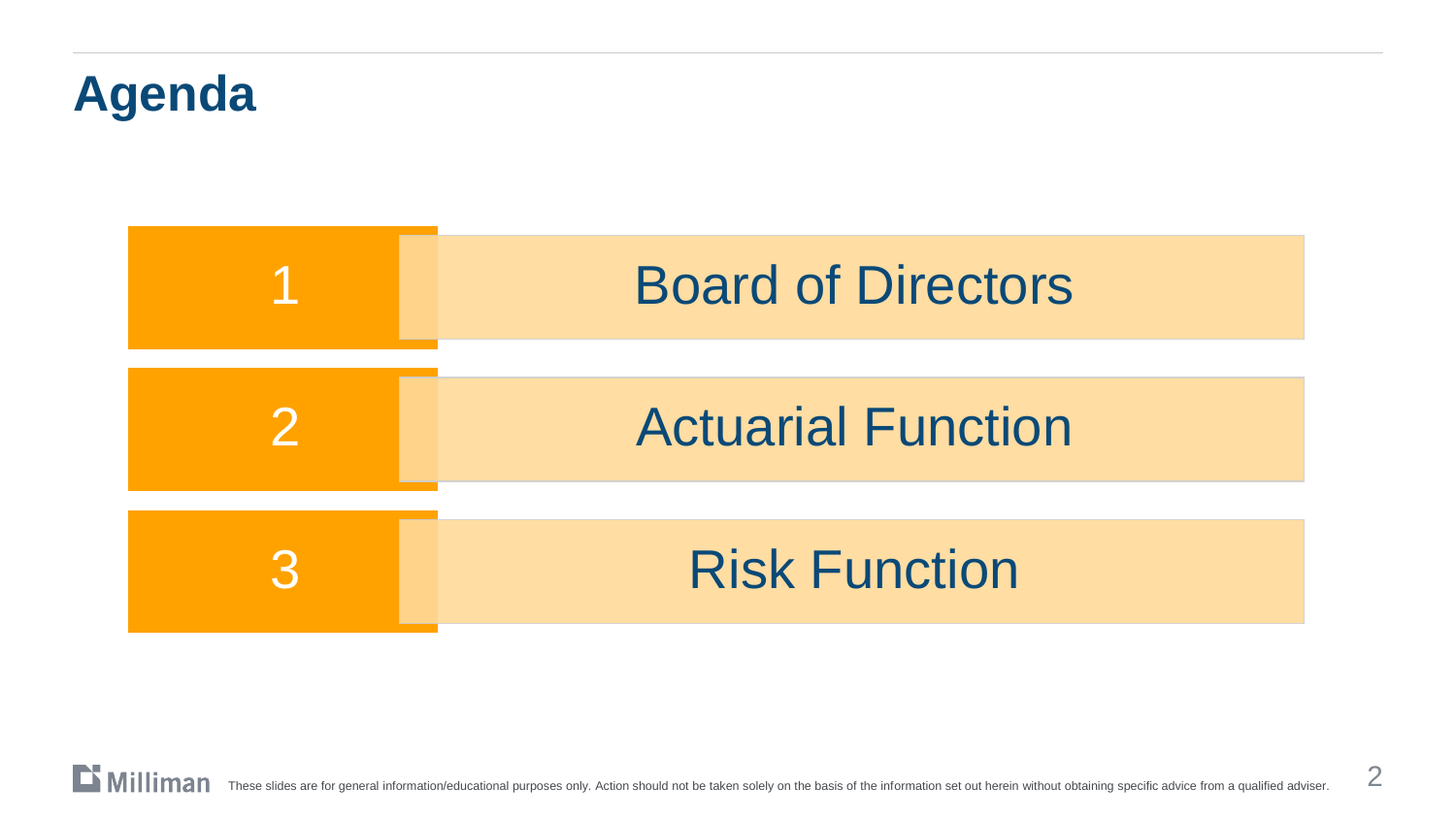# Agenda

1. Board of Directors
2. Actuarial Function
3. Risk Function

These slides are for general information/educational purposes only. Action should not be taken solely on the basis of the information set out herein without obtaining specific advice from a qualified adviser.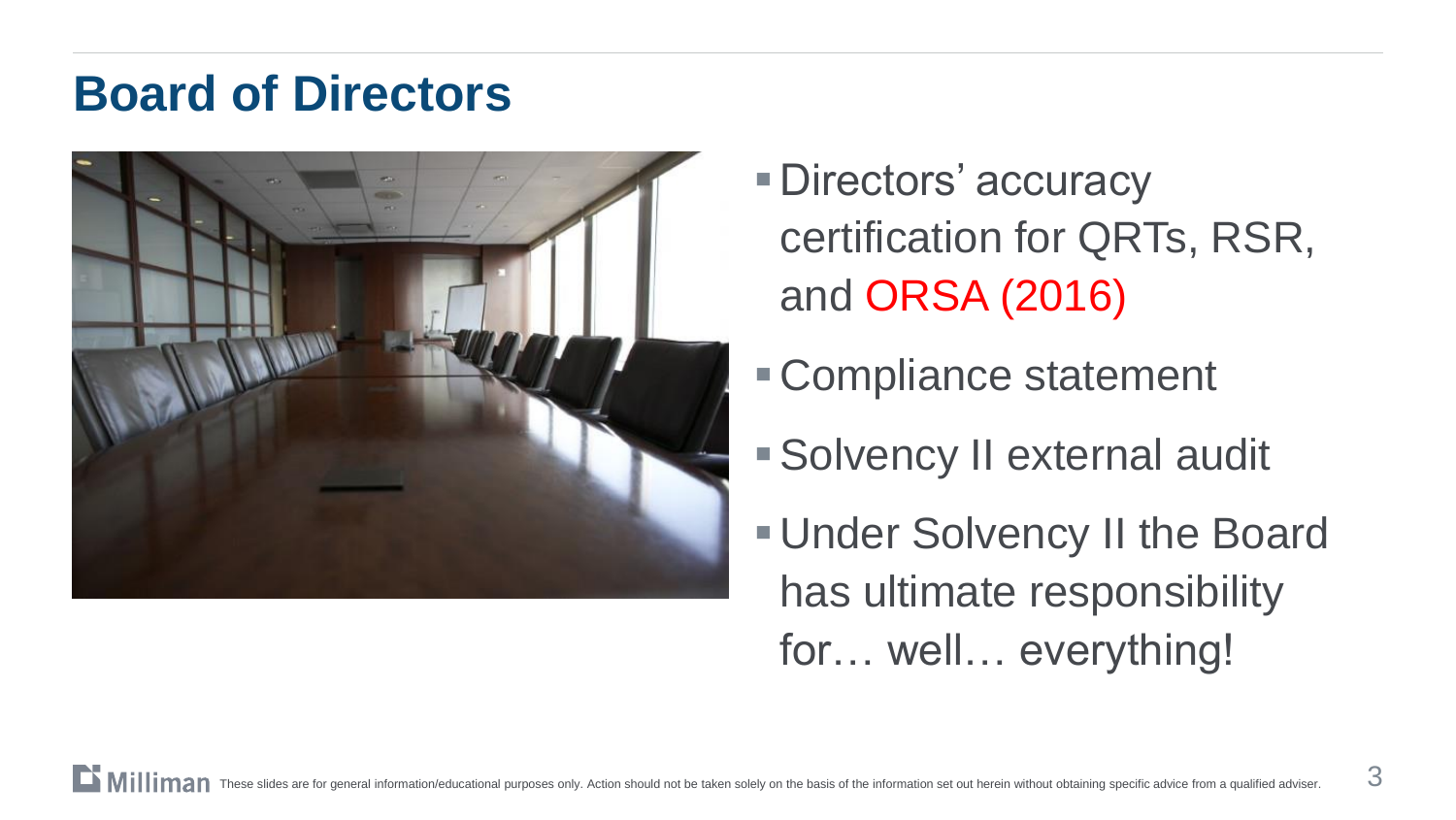# Board of Directors

- Directors' accuracy certification for QRTs, RSR, and ORSA (2016)
- Compliance statement
- Solvency II external audit
- Under Solvency II the Board has ultimate responsibility for… well… everything!

These slides are for general information/educational purposes only. Action should not be taken solely on the basis of the information set out herein without obtaining specific advice from a qualified adviser.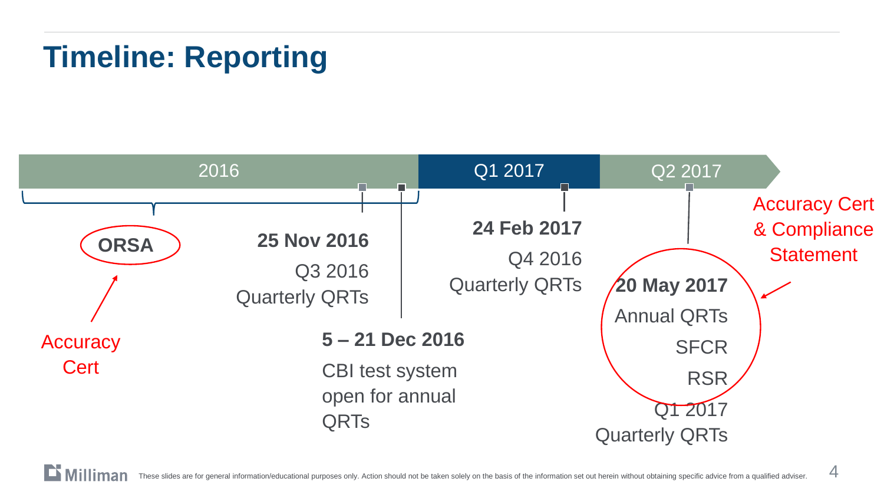# Timeline: Reporting

2016 | Q1 2017 | Q2 2017

**ORSA**

Accuracy Cert

**25 Nov 2016**

Q3 2016 Quarterly QRTs

**5 – 21 Dec 2016**

CBI test system open for annual QRTs

**24 Feb 2017**

Q4 2016 Quarterly QRTs

**20 May 2017**

Annual QRTs

SFCR

RSR

Q1 2017 Quarterly QRTs

Accuracy Cert & Compliance Statement

These slides are for general information/educational purposes only. Action should not be taken solely on the basis of the information set out herein without obtaining specific advice from a qualified adviser.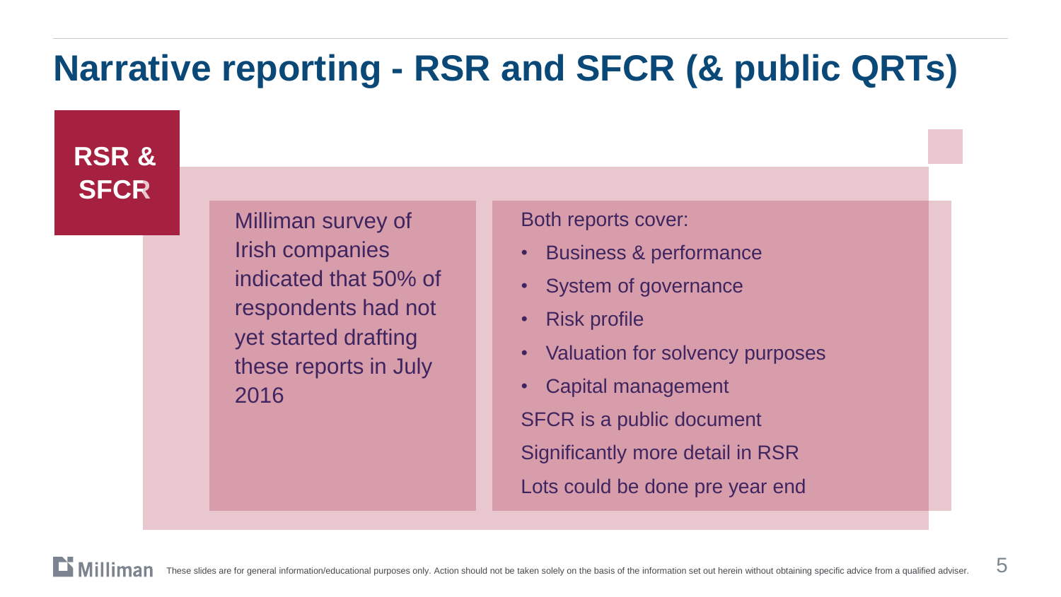# Narrative reporting - RSR and SFCR (& public QRTs)

## RSR & SFCR

Milliman survey of Irish companies indicated that 50% of respondents had not yet started drafting these reports in July 2016

Both reports cover:

- Business & performance
- System of governance
- Risk profile
- Valuation for solvency purposes
- Capital management

SFCR is a public document

Significantly more detail in RSR

Lots could be done pre year end

These slides are for general information/educational purposes only. Action should not be taken solely on the basis of the information set out herein without obtaining specific advice from a qualified adviser.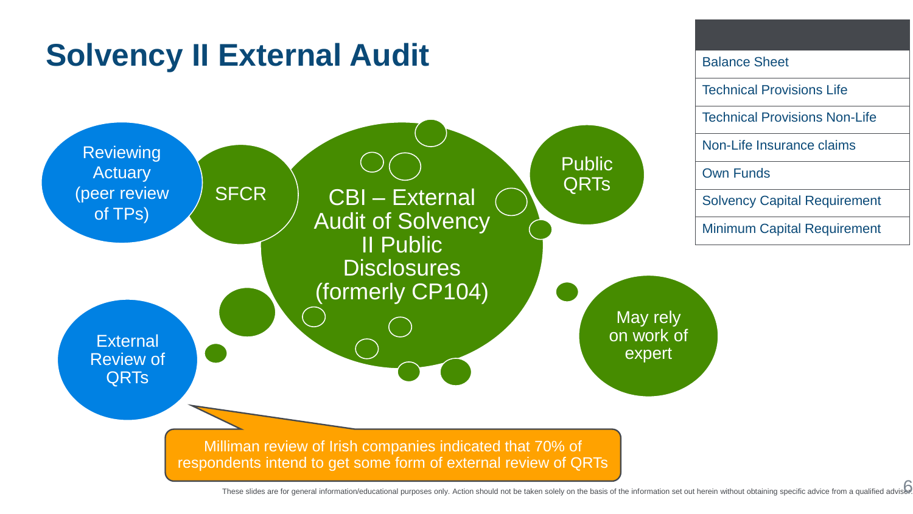# Solvency II External Audit

- Reviewing Actuary (peer review of TPs)
- SFCR
- CBI – External Audit of Solvency II Public Disclosures (formerly CP104)
- Public QRTs
- May rely on work of expert
- External Review of QRTs

| |
|---|
| Balance Sheet |
| Technical Provisions Life |
| Technical Provisions Non-Life |
| Non-Life Insurance claims |
| Own Funds |
| Solvency Capital Requirement |
| Minimum Capital Requirement |

Milliman review of Irish companies indicated that 70% of respondents intend to get some form of external review of QRTs

These slides are for general information/educational purposes only. Action should not be taken solely on the basis of the information set out herein without obtaining specific advice from a qualified adviser.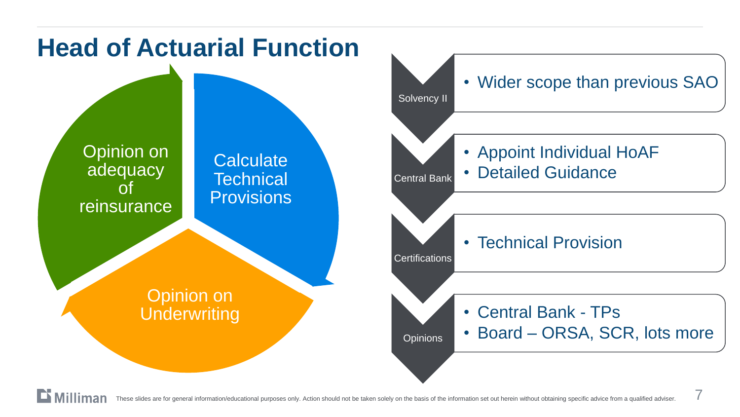# Head of Actuarial Function

- Calculate Technical Provisions
- Opinion on Underwriting
- Opinion on adequacy of reinsurance

**Solvency II**
- Wider scope than previous SAO

**Central Bank**
- Appoint Individual HoAF
- Detailed Guidance

**Certifications**
- Technical Provision

**Opinions**
- Central Bank - TPs
- Board – ORSA, SCR, lots more

These slides are for general information/educational purposes only. Action should not be taken solely on the basis of the information set out herein without obtaining specific advice from a qualified adviser.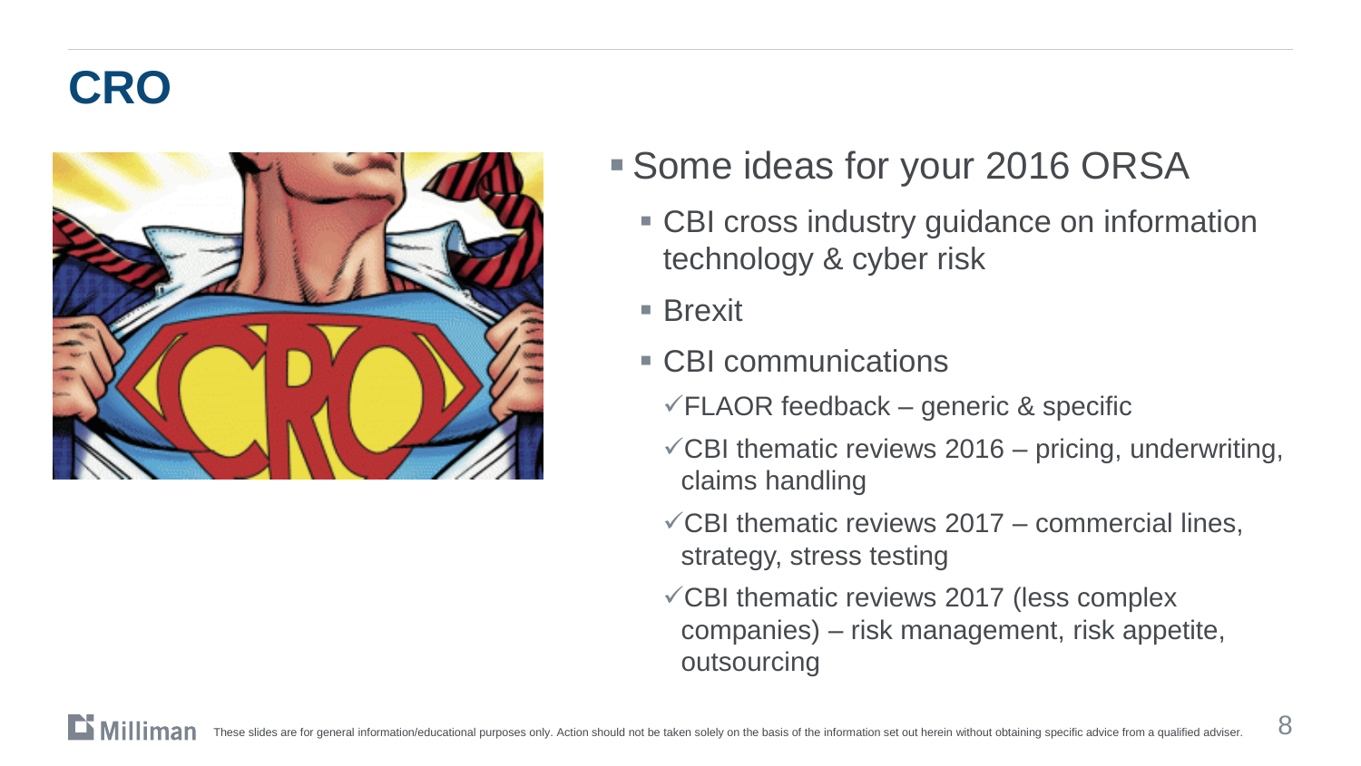# CRO

- Some ideas for your 2016 ORSA
  - CBI cross industry guidance on information technology & cyber risk
  - Brexit
  - CBI communications
    - ✓FLAOR feedback – generic & specific
    - ✓CBI thematic reviews 2016 – pricing, underwriting, claims handling
    - ✓CBI thematic reviews 2017 – commercial lines, strategy, stress testing
    - ✓CBI thematic reviews 2017 (less complex companies) – risk management, risk appetite, outsourcing

These slides are for general information/educational purposes only. Action should not be taken solely on the basis of the information set out herein without obtaining specific advice from a qualified adviser.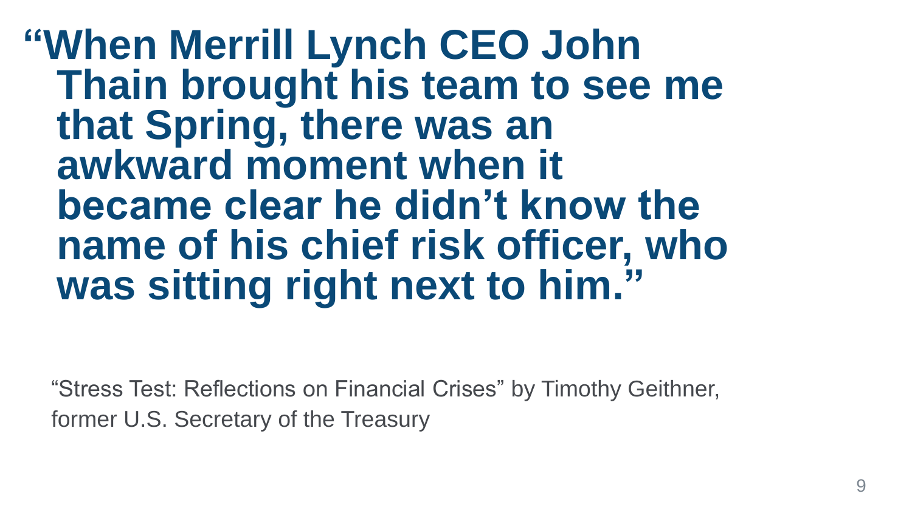**"When Merrill Lynch CEO John Thain brought his team to see me that Spring, there was an awkward moment when it became clear he didn't know the name of his chief risk officer, who was sitting right next to him."**

"Stress Test: Reflections on Financial Crises" by Timothy Geithner, former U.S. Secretary of the Treasury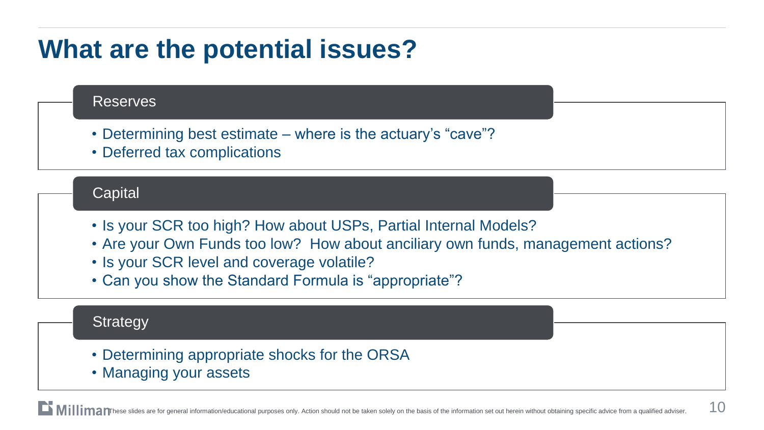# What are the potential issues?

## Reserves

- Determining best estimate – where is the actuary's "cave"?
- Deferred tax complications

## Capital

- Is your SCR too high? How about USPs, Partial Internal Models?
- Are your Own Funds too low? How about anciliary own funds, management actions?
- Is your SCR level and coverage volatile?
- Can you show the Standard Formula is "appropriate"?

## Strategy

- Determining appropriate shocks for the ORSA
- Managing your assets

These slides are for general information/educational purposes only. Action should not be taken solely on the basis of the information set out herein without obtaining specific advice from a qualified adviser.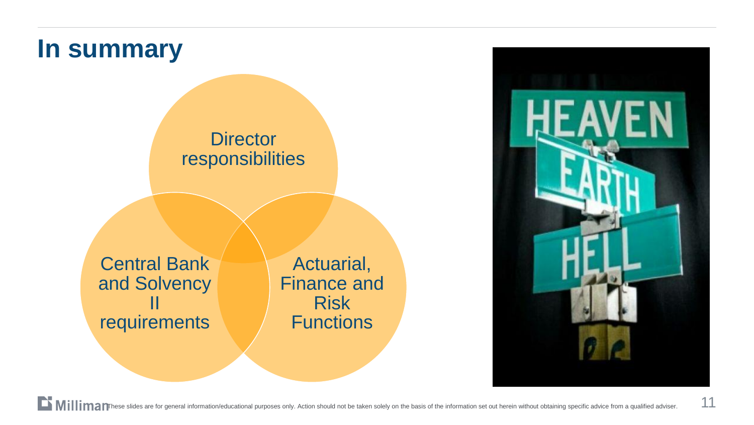# In summary

- Director responsibilities
- Central Bank and Solvency II requirements
- Actuarial, Finance and Risk Functions

These slides are for general information/educational purposes only. Action should not be taken solely on the basis of the information set out herein without obtaining specific advice from a qualified adviser.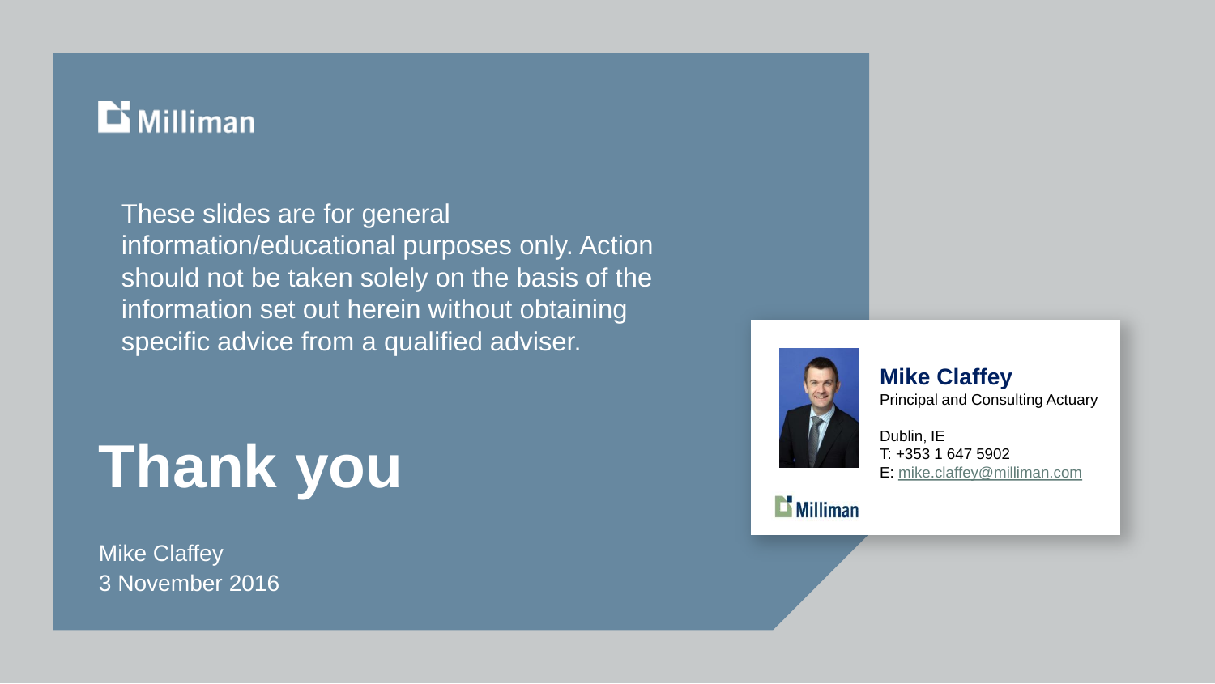Milliman

These slides are for general information/educational purposes only. Action should not be taken solely on the basis of the information set out herein without obtaining specific advice from a qualified adviser.

# Thank you

Mike Claffey
3 November 2016

**Mike Claffey**
Principal and Consulting Actuary

Dublin, IE
T: +353 1 647 5902
E: mike.claffey@milliman.com

Milliman